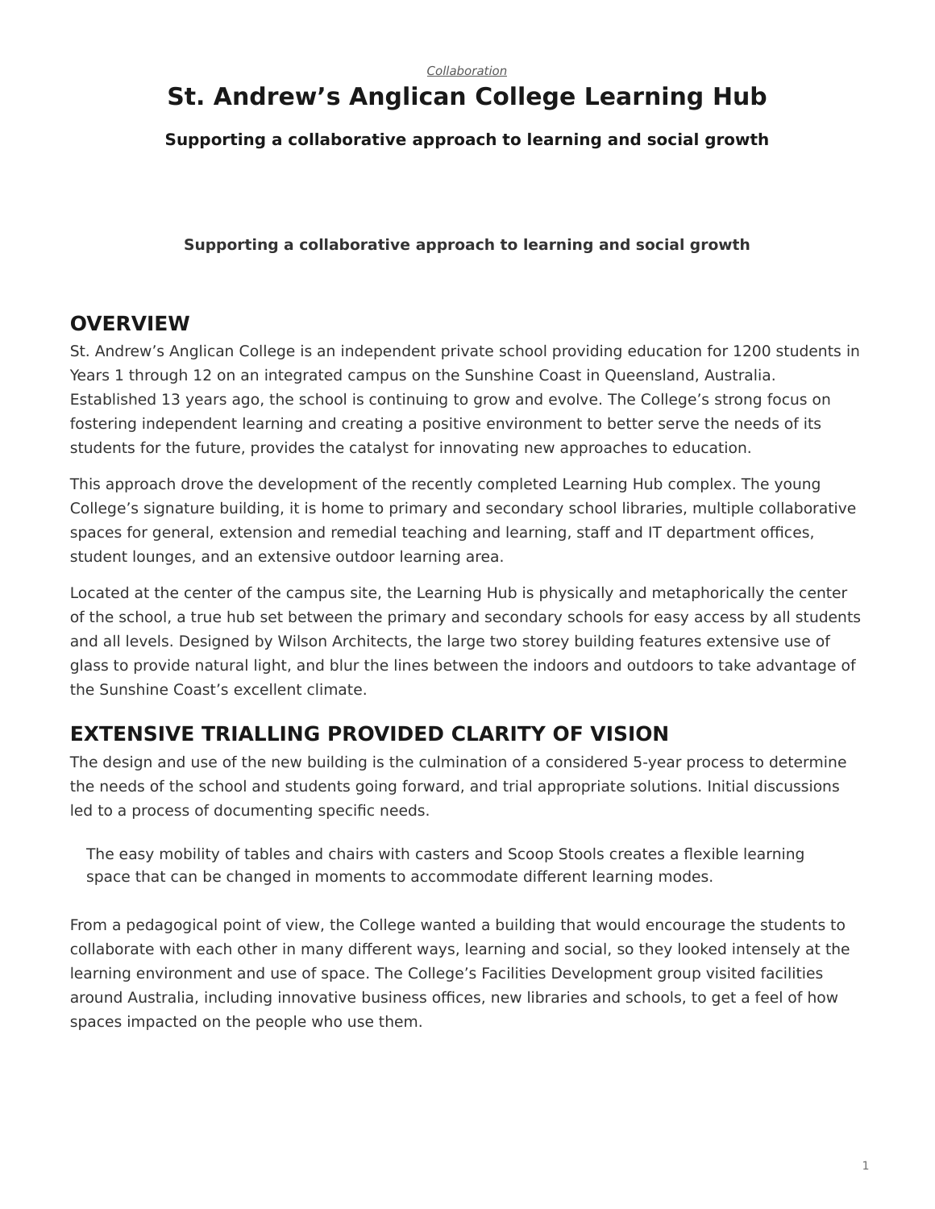*Collaboration*

# St. Andrew’s Anglican College Learning Hub

**Supporting a collaborative approach to learning and social growth**

**Supporting a collaborative approach to learning and social growth**

## OVERVIEW

St. Andrew’s Anglican College is an independent private school providing education for 1200 students in Years 1 through 12 on an integrated campus on the Sunshine Coast in Queensland, Australia. Established 13 years ago, the school is continuing to grow and evolve. The College’s strong focus on fostering independent learning and creating a positive environment to better serve the needs of its students for the future, provides the catalyst for innovating new approaches to education.

This approach drove the development of the recently completed Learning Hub complex. The young College’s signature building, it is home to primary and secondary school libraries, multiple collaborative spaces for general, extension and remedial teaching and learning, staff and IT department offices, student lounges, and an extensive outdoor learning area.

Located at the center of the campus site, the Learning Hub is physically and metaphorically the center of the school, a true hub set between the primary and secondary schools for easy access by all students and all levels. Designed by Wilson Architects, the large two storey building features extensive use of glass to provide natural light, and blur the lines between the indoors and outdoors to take advantage of the Sunshine Coast’s excellent climate.

## EXTENSIVE TRIALLING PROVIDED CLARITY OF VISION

The design and use of the new building is the culmination of a considered 5-year process to determine the needs of the school and students going forward, and trial appropriate solutions. Initial discussions led to a process of documenting specific needs.

> The easy mobility of tables and chairs with casters and Scoop Stools creates a flexible learning space that can be changed in moments to accommodate different learning modes.

From a pedagogical point of view, the College wanted a building that would encourage the students to collaborate with each other in many different ways, learning and social, so they looked intensely at the learning environment and use of space. The College’s Facilities Development group visited facilities around Australia, including innovative business offices, new libraries and schools, to get a feel of how spaces impacted on the people who use them.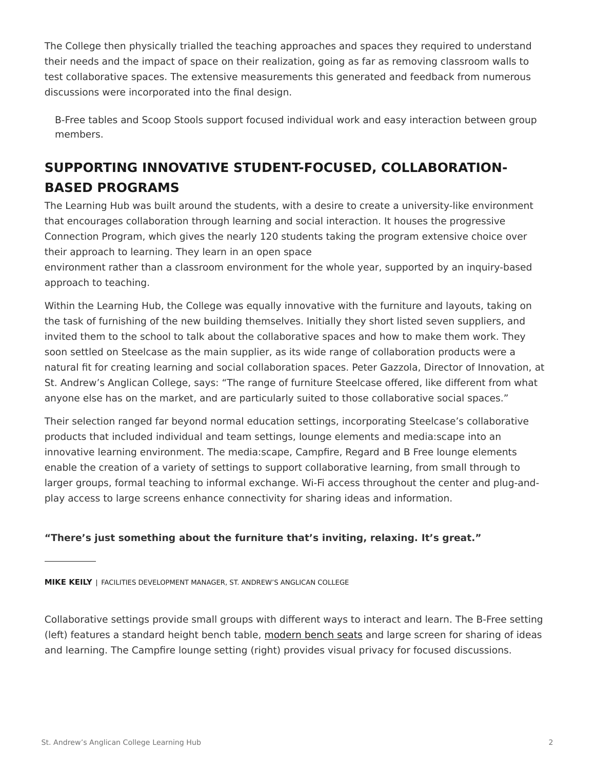The College then physically trialled the teaching approaches and spaces they required to understand their needs and the impact of space on their realization, going as far as removing classroom walls to test collaborative spaces. The extensive measurements this generated and feedback from numerous discussions were incorporated into the final design.

B-Free tables and Scoop Stools support focused individual work and easy interaction between group members.

## SUPPORTING INNOVATIVE STUDENT-FOCUSED, COLLABORATION-BASED PROGRAMS

The Learning Hub was built around the students, with a desire to create a university-like environment that encourages collaboration through learning and social interaction. It houses the progressive Connection Program, which gives the nearly 120 students taking the program extensive choice over their approach to learning. They learn in an open space environment rather than a classroom environment for the whole year, supported by an inquiry-based approach to teaching.

Within the Learning Hub, the College was equally innovative with the furniture and layouts, taking on the task of furnishing of the new building themselves. Initially they short listed seven suppliers, and invited them to the school to talk about the collaborative spaces and how to make them work. They soon settled on Steelcase as the main supplier, as its wide range of collaboration products were a natural fit for creating learning and social collaboration spaces. Peter Gazzola, Director of Innovation, at St. Andrew's Anglican College, says: "The range of furniture Steelcase offered, like different from what anyone else has on the market, and are particularly suited to those collaborative social spaces."

Their selection ranged far beyond normal education settings, incorporating Steelcase's collaborative products that included individual and team settings, lounge elements and media:scape into an innovative learning environment. The media:scape, Campfire, Regard and B Free lounge elements enable the creation of a variety of settings to support collaborative learning, from small through to larger groups, formal teaching to informal exchange. Wi-Fi access throughout the center and plug-and-play access to large screens enhance connectivity for sharing ideas and information.

**"There's just something about the furniture that's inviting, relaxing. It's great."**

**MIKE KEILY** | FACILITIES DEVELOPMENT MANAGER, ST. ANDREW'S ANGLICAN COLLEGE

Collaborative settings provide small groups with different ways to interact and learn. The B-Free setting (left) features a standard height bench table, modern bench seats and large screen for sharing of ideas and learning. The Campfire lounge setting (right) provides visual privacy for focused discussions.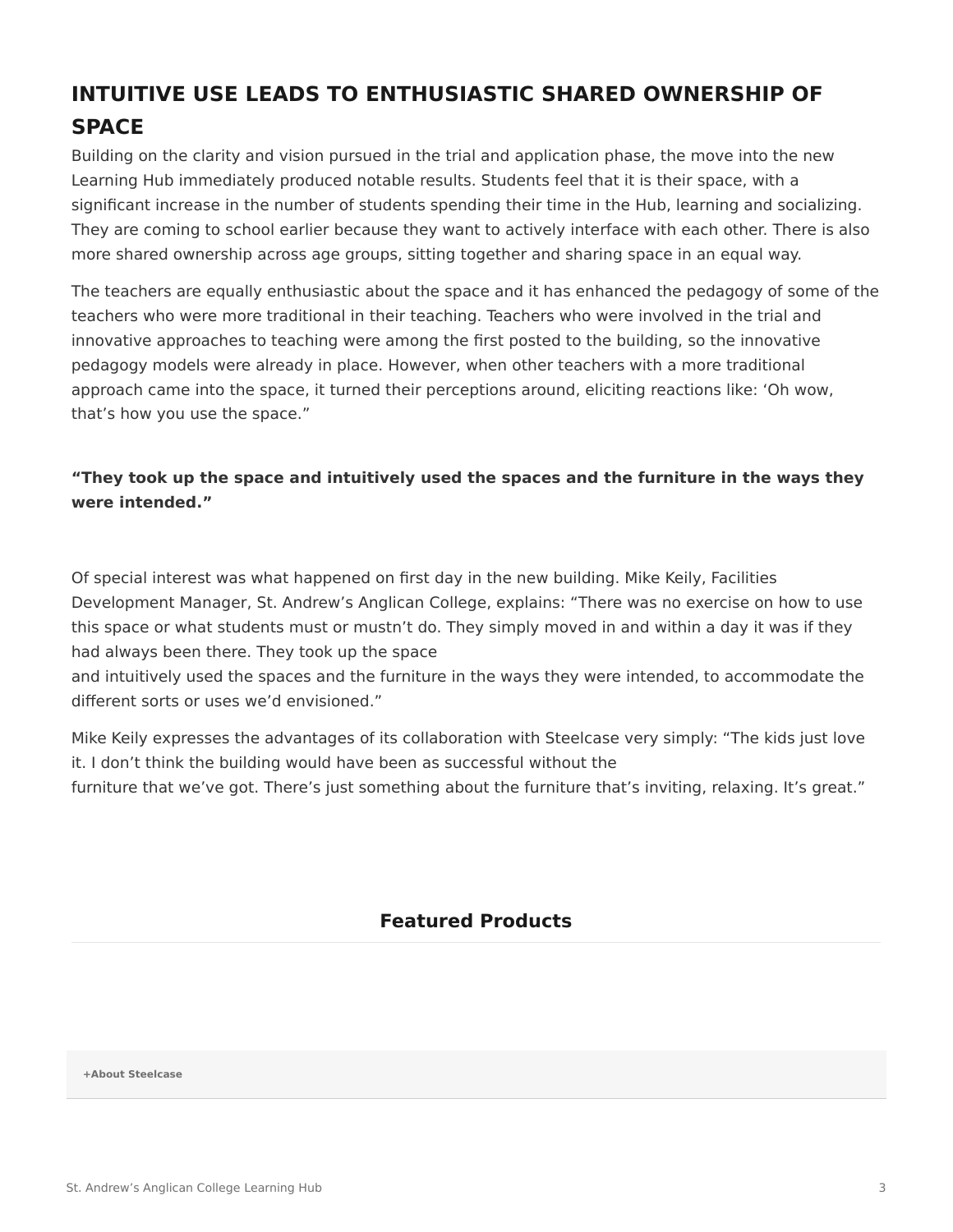## INTUITIVE USE LEADS TO ENTHUSIASTIC SHARED OWNERSHIP OF SPACE

Building on the clarity and vision pursued in the trial and application phase, the move into the new Learning Hub immediately produced notable results. Students feel that it is their space, with a significant increase in the number of students spending their time in the Hub, learning and socializing. They are coming to school earlier because they want to actively interface with each other. There is also more shared ownership across age groups, sitting together and sharing space in an equal way.

The teachers are equally enthusiastic about the space and it has enhanced the pedagogy of some of the teachers who were more traditional in their teaching. Teachers who were involved in the trial and innovative approaches to teaching were among the first posted to the building, so the innovative pedagogy models were already in place. However, when other teachers with a more traditional approach came into the space, it turned their perceptions around, eliciting reactions like: 'Oh wow, that's how you use the space."

**"They took up the space and intuitively used the spaces and the furniture in the ways they were intended."**

Of special interest was what happened on first day in the new building. Mike Keily, Facilities Development Manager, St. Andrew's Anglican College, explains: "There was no exercise on how to use this space or what students must or mustn't do. They simply moved in and within a day it was if they had always been there. They took up the space and intuitively used the spaces and the furniture in the ways they were intended, to accommodate the different sorts or uses we'd envisioned."

Mike Keily expresses the advantages of its collaboration with Steelcase very simply: "The kids just love it. I don't think the building would have been as successful without the furniture that we've got. There's just something about the furniture that's inviting, relaxing. It's great."

### Featured Products

**+About Steelcase**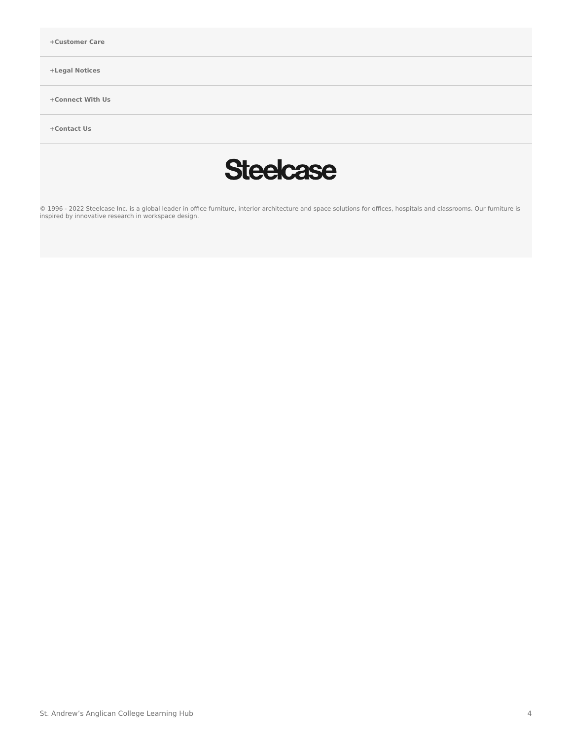**+Customer Care**

**+Legal Notices**

**+Connect With Us**

**+Contact Us**

Steelcase

© 1996 - 2022 Steelcase Inc. is a global leader in office furniture, interior architecture and space solutions for offices, hospitals and classrooms. Our furniture is inspired by innovative research in workspace design.